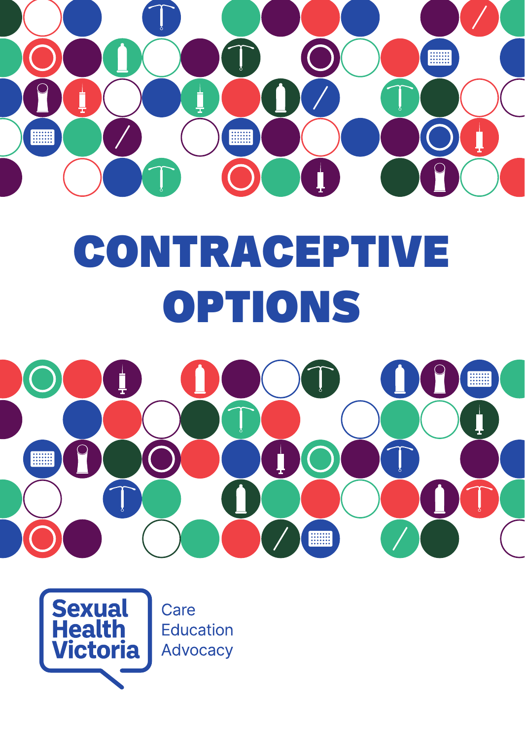# CONTRACEPTIVE OPTIONS

Sexual Health Victoria

Care
Education
Advocacy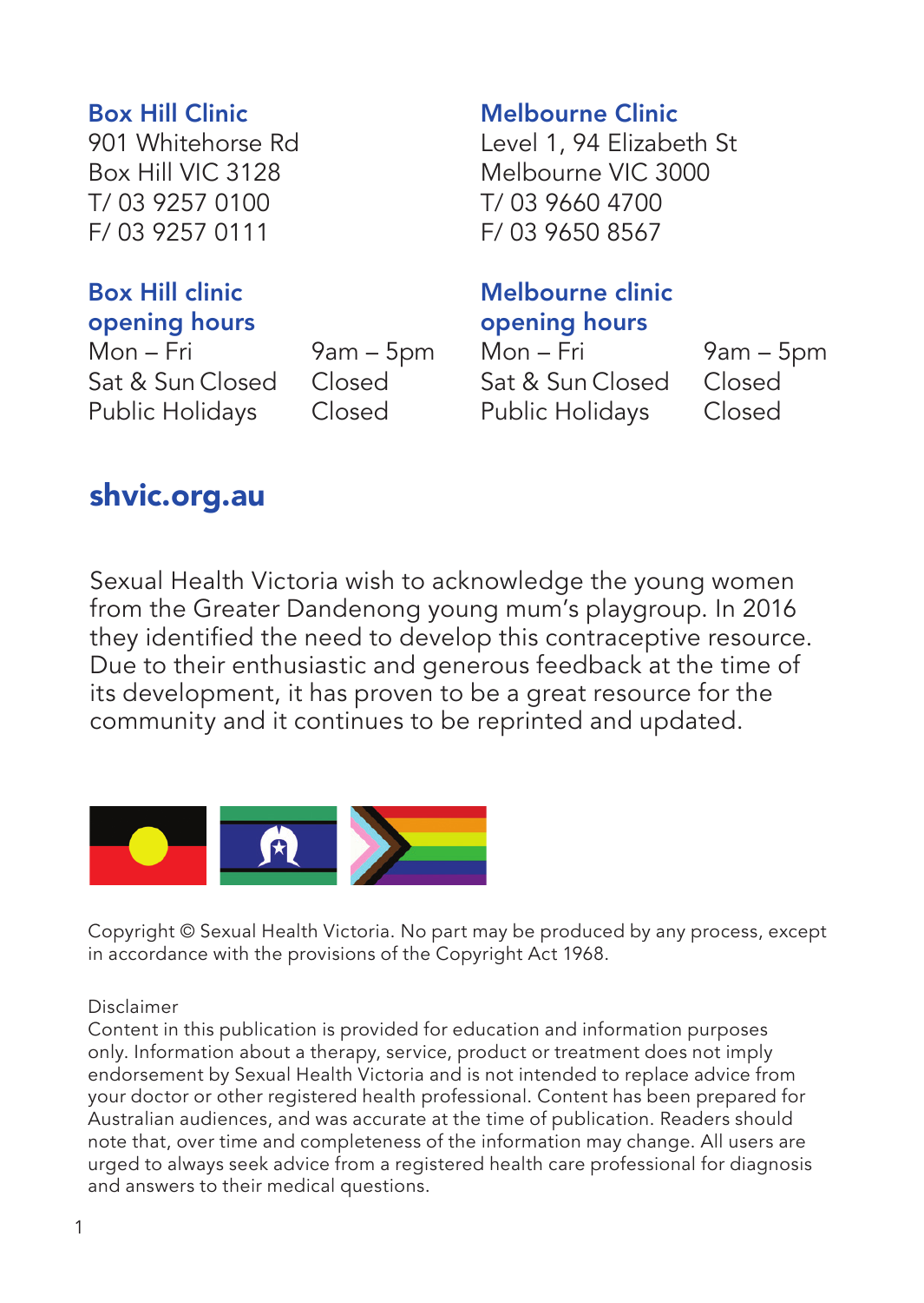**Box Hill Clinic**
901 Whitehorse Rd
Box Hill VIC 3128
T/ 03 9257 0100
F/ 03 9257 0111

**Box Hill clinic opening hours**

| | |
|---|---|
| Mon – Fri | 9am – 5pm |
| Sat & Sun Closed | Closed |
| Public Holidays | Closed |

**Melbourne Clinic**
Level 1, 94 Elizabeth St
Melbourne VIC 3000
T/ 03 9660 4700
F/ 03 9650 8567

**Melbourne clinic opening hours**

| | |
|---|---|
| Mon – Fri | 9am – 5pm |
| Sat & Sun Closed | Closed |
| Public Holidays | Closed |

**shvic.org.au**

Sexual Health Victoria wish to acknowledge the young women from the Greater Dandenong young mum's playgroup. In 2016 they identified the need to develop this contraceptive resource. Due to their enthusiastic and generous feedback at the time of its development, it has proven to be a great resource for the community and it continues to be reprinted and updated.

Copyright © Sexual Health Victoria. No part may be produced by any process, except in accordance with the provisions of the Copyright Act 1968.

Disclaimer
Content in this publication is provided for education and information purposes only. Information about a therapy, service, product or treatment does not imply endorsement by Sexual Health Victoria and is not intended to replace advice from your doctor or other registered health professional. Content has been prepared for Australian audiences, and was accurate at the time of publication. Readers should note that, over time and completeness of the information may change. All users are urged to always seek advice from a registered health care professional for diagnosis and answers to their medical questions.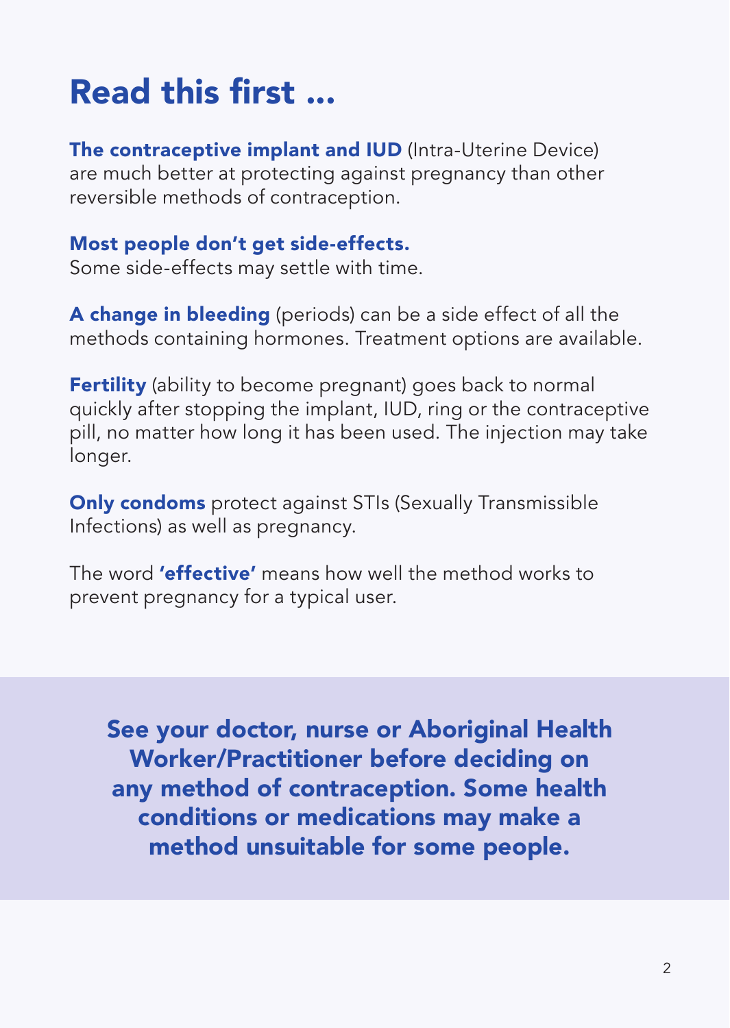# Read this first ...

**The contraceptive implant and IUD** (Intra-Uterine Device) are much better at protecting against pregnancy than other reversible methods of contraception.

**Most people don't get side-effects.**
Some side-effects may settle with time.

**A change in bleeding** (periods) can be a side effect of all the methods containing hormones. Treatment options are available.

**Fertility** (ability to become pregnant) goes back to normal quickly after stopping the implant, IUD, ring or the contraceptive pill, no matter how long it has been used. The injection may take longer.

**Only condoms** protect against STIs (Sexually Transmissible Infections) as well as pregnancy.

The word **'effective'** means how well the method works to prevent pregnancy for a typical user.

**See your doctor, nurse or Aboriginal Health Worker/Practitioner before deciding on any method of contraception. Some health conditions or medications may make a method unsuitable for some people.**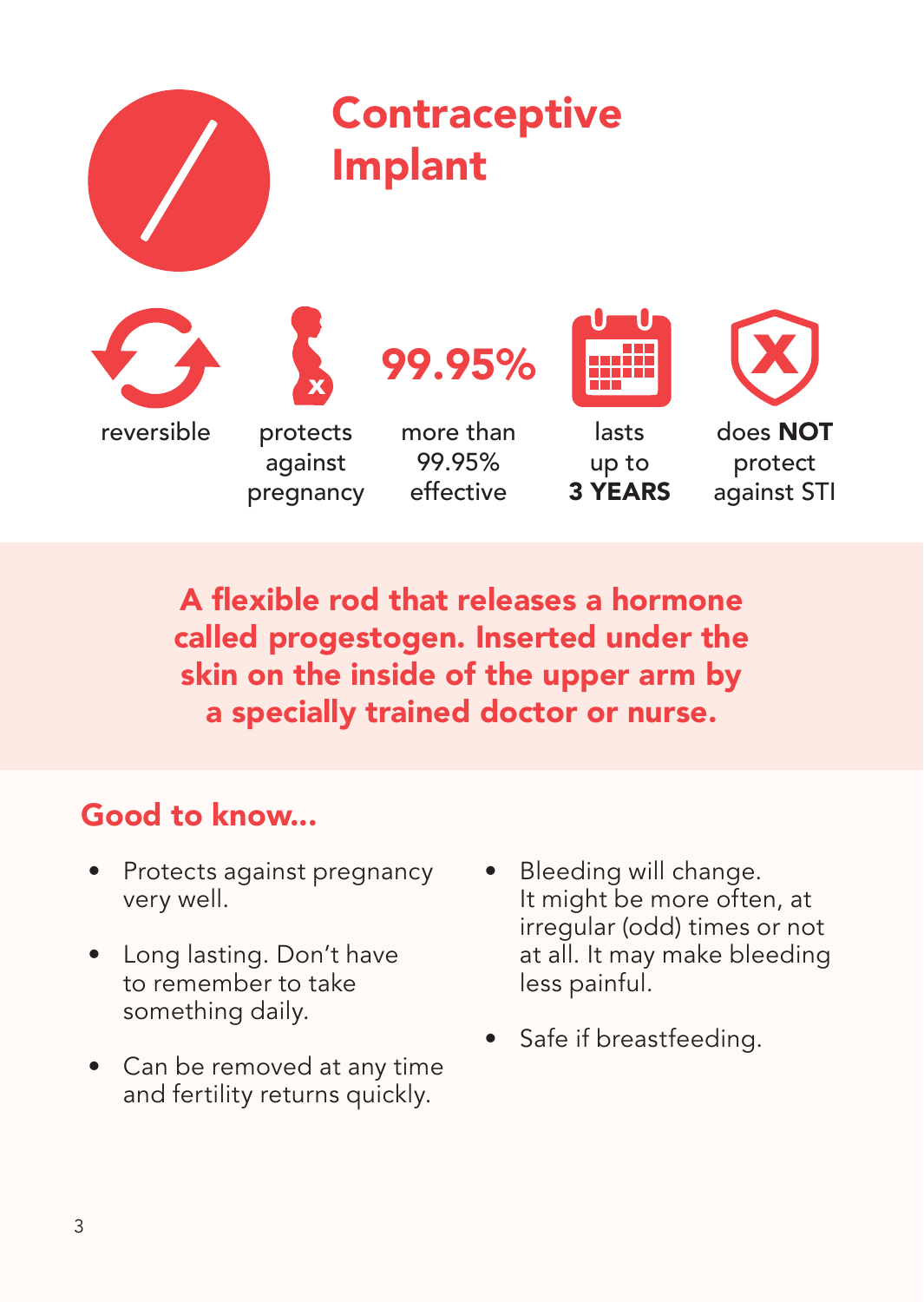# Contraceptive Implant

- reversible
- protects against pregnancy
- 99.95% — more than 99.95% effective
- lasts up to **3 YEARS**
- does **NOT** protect against STI

**A flexible rod that releases a hormone called progestogen. Inserted under the skin on the inside of the upper arm by a specially trained doctor or nurse.**

## Good to know...

- Protects against pregnancy very well.
- Long lasting. Don't have to remember to take something daily.
- Can be removed at any time and fertility returns quickly.
- Bleeding will change. It might be more often, at irregular (odd) times or not at all. It may make bleeding less painful.
- Safe if breastfeeding.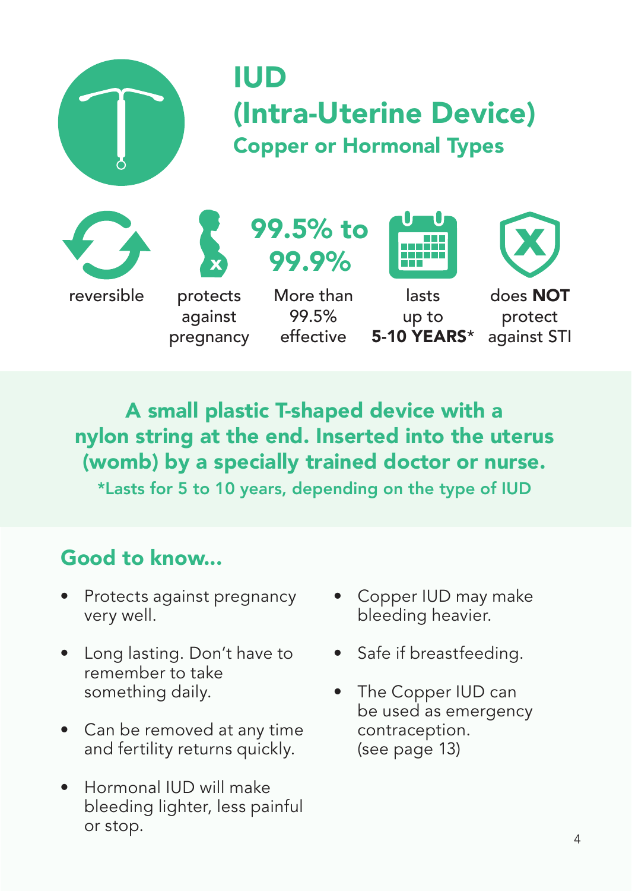# IUD (Intra-Uterine Device)

## Copper or Hormonal Types

- reversible
- protects against pregnancy
- **99.5% to 99.9%** More than 99.5% effective
- lasts up to **5-10 YEARS***
- does **NOT** protect against STI

**A small plastic T-shaped device with a nylon string at the end. Inserted into the uterus (womb) by a specially trained doctor or nurse.**

*Lasts for 5 to 10 years, depending on the type of IUD

## Good to know...

- Protects against pregnancy very well.
- Long lasting. Don't have to remember to take something daily.
- Can be removed at any time and fertility returns quickly.
- Hormonal IUD will make bleeding lighter, less painful or stop.
- Copper IUD may make bleeding heavier.
- Safe if breastfeeding.
- The Copper IUD can be used as emergency contraception. (see page 13)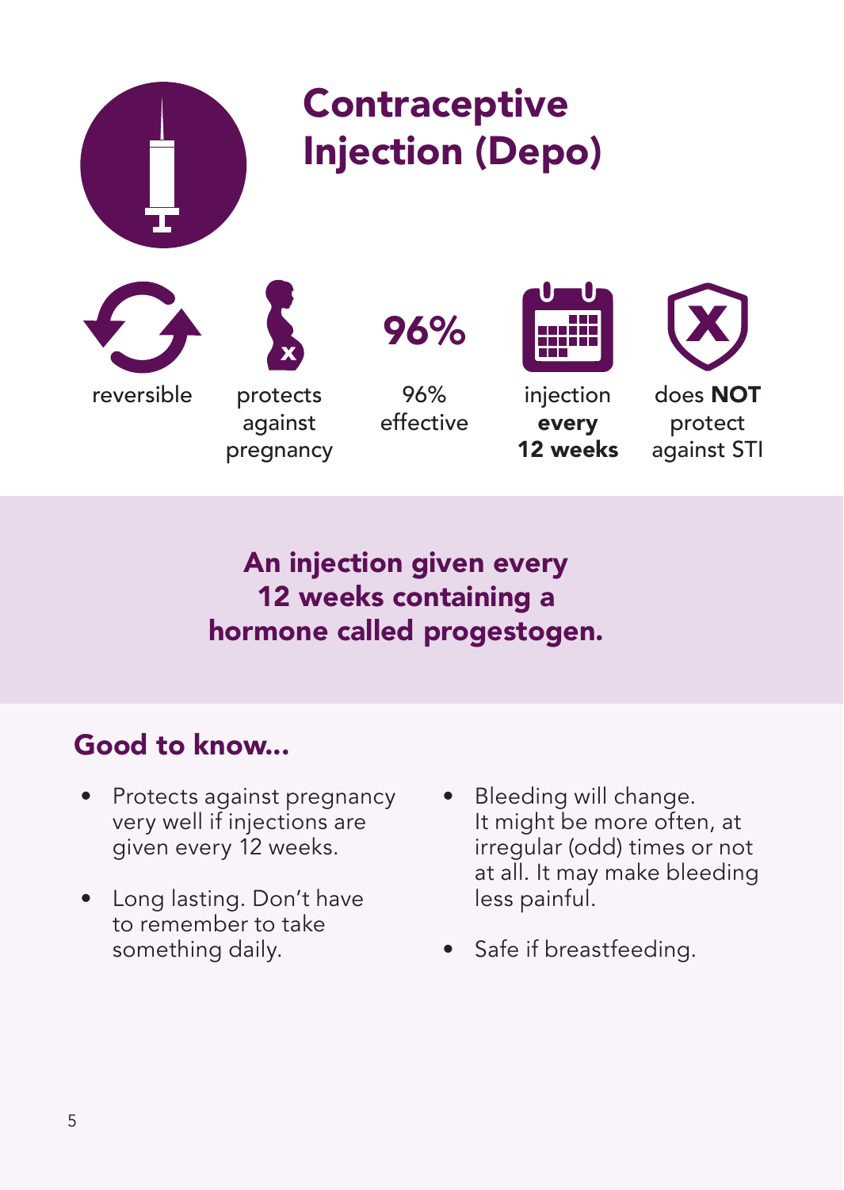# Contraceptive Injection (Depo)

- reversible
- protects against pregnancy
- 96% — 96% effective
- injection **every 12 weeks**
- does **NOT** protect against STI

**An injection given every 12 weeks containing a hormone called progestogen.**

## Good to know...

- Protects against pregnancy very well if injections are given every 12 weeks.
- Long lasting. Don't have to remember to take something daily.
- Bleeding will change. It might be more often, at irregular (odd) times or not at all. It may make bleeding less painful.
- Safe if breastfeeding.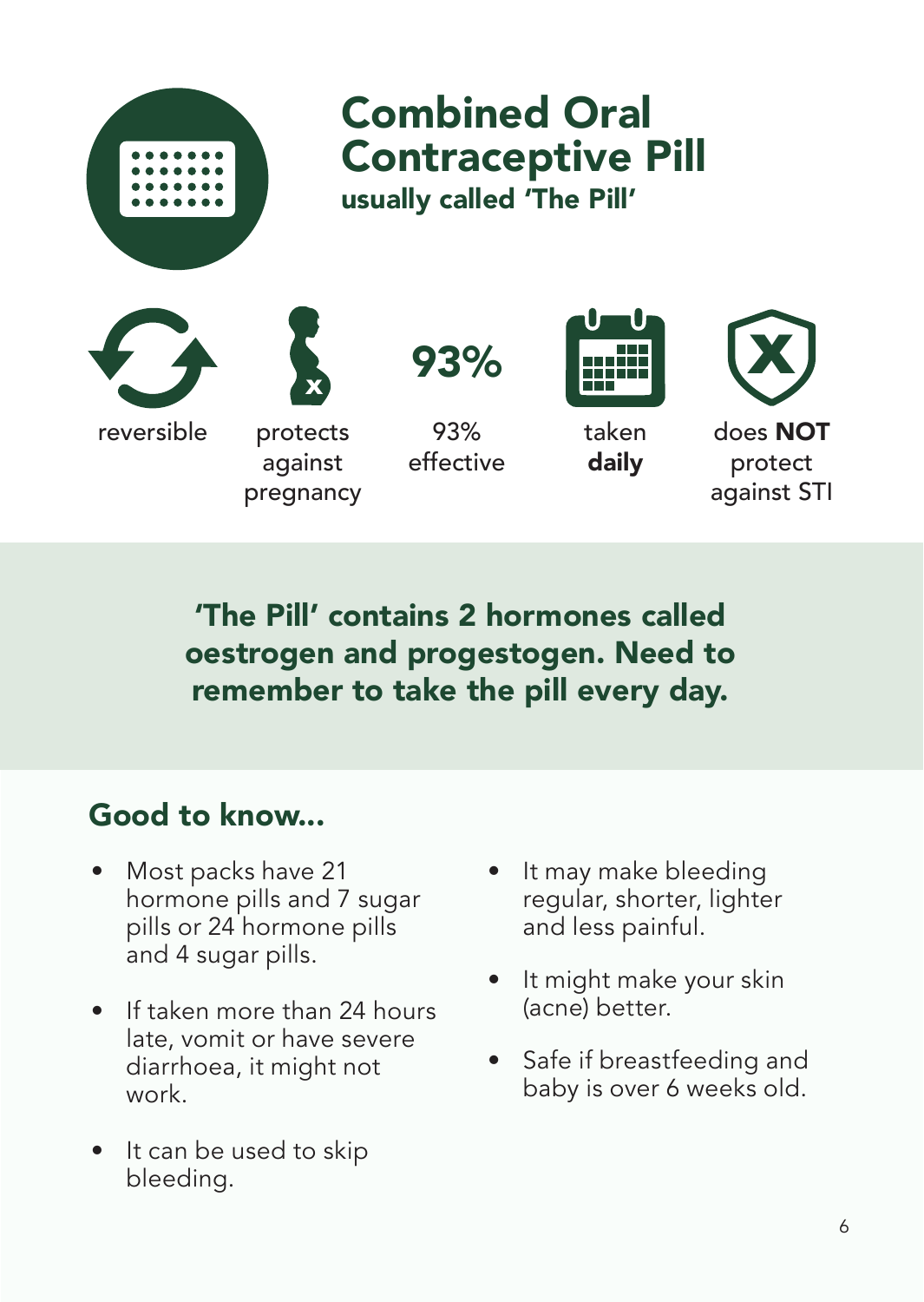# Combined Oral Contraceptive Pill

**usually called 'The Pill'**

- reversible
- protects against pregnancy
- 93% effective
- taken **daily**
- does **NOT** protect against STI

**'The Pill' contains 2 hormones called oestrogen and progestogen. Need to remember to take the pill every day.**

## Good to know...

- Most packs have 21 hormone pills and 7 sugar pills or 24 hormone pills and 4 sugar pills.
- If taken more than 24 hours late, vomit or have severe diarrhoea, it might not work.
- It can be used to skip bleeding.
- It may make bleeding regular, shorter, lighter and less painful.
- It might make your skin (acne) better.
- Safe if breastfeeding and baby is over 6 weeks old.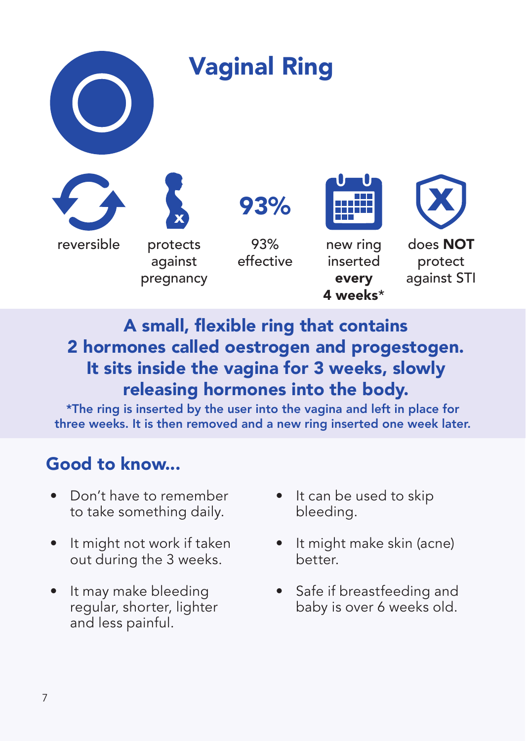# Vaginal Ring

reversible

protects against pregnancy

93%

93% effective

new ring inserted **every 4 weeks***

does **NOT** protect against STI

**A small, flexible ring that contains 2 hormones called oestrogen and progestogen. It sits inside the vagina for 3 weeks, slowly releasing hormones into the body.**

*The ring is inserted by the user into the vagina and left in place for three weeks. It is then removed and a new ring inserted one week later.

## Good to know...

- Don't have to remember to take something daily.
- It might not work if taken out during the 3 weeks.
- It may make bleeding regular, shorter, lighter and less painful.
- It can be used to skip bleeding.
- It might make skin (acne) better.
- Safe if breastfeeding and baby is over 6 weeks old.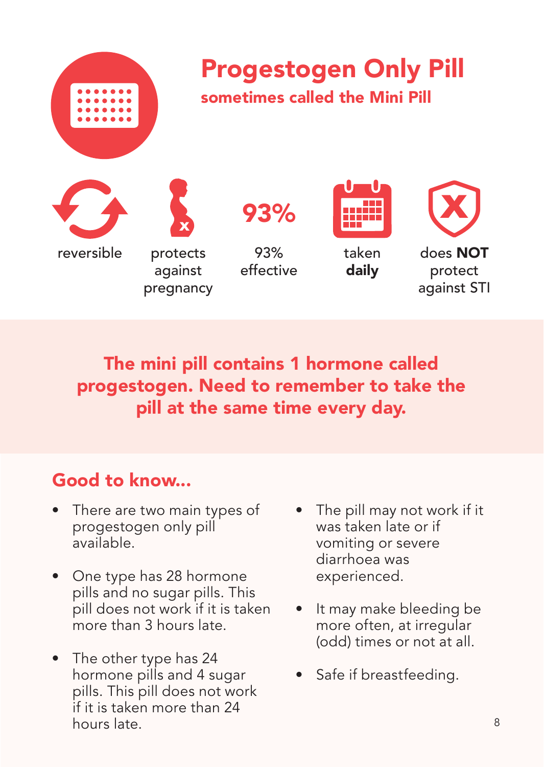# Progestogen Only Pill

## sometimes called the Mini Pill

reversible

protects against pregnancy

93%

93% effective

taken **daily**

does **NOT** protect against STI

**The mini pill contains 1 hormone called progestogen. Need to remember to take the pill at the same time every day.**

## Good to know...

- There are two main types of progestogen only pill available.
- One type has 28 hormone pills and no sugar pills. This pill does not work if it is taken more than 3 hours late.
- The other type has 24 hormone pills and 4 sugar pills. This pill does not work if it is taken more than 24 hours late.
- The pill may not work if it was taken late or if vomiting or severe diarrhoea was experienced.
- It may make bleeding be more often, at irregular (odd) times or not at all.
- Safe if breastfeeding.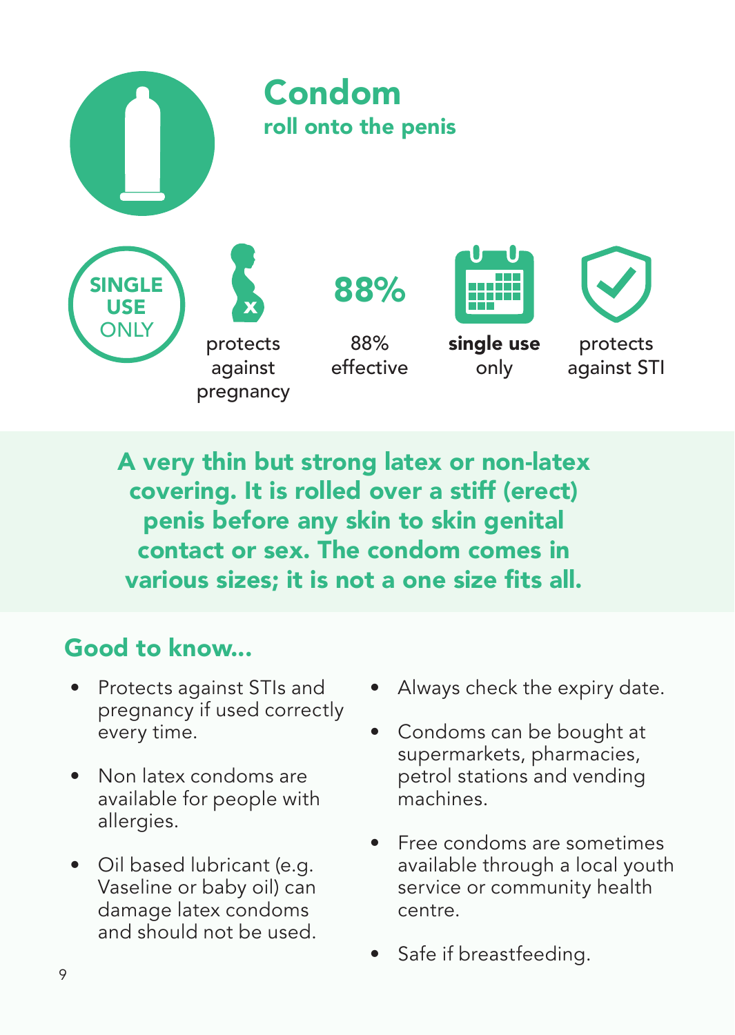# Condom

**roll onto the penis**

SINGLE USE ONLY

- protects against pregnancy
- 88% effective
- **single use** only
- protects against STI

**A very thin but strong latex or non-latex covering. It is rolled over a stiff (erect) penis before any skin to skin genital contact or sex. The condom comes in various sizes; it is not a one size fits all.**

## Good to know...

- Protects against STIs and pregnancy if used correctly every time.
- Non latex condoms are available for people with allergies.
- Oil based lubricant (e.g. Vaseline or baby oil) can damage latex condoms and should not be used.
- Always check the expiry date.
- Condoms can be bought at supermarkets, pharmacies, petrol stations and vending machines.
- Free condoms are sometimes available through a local youth service or community health centre.
- Safe if breastfeeding.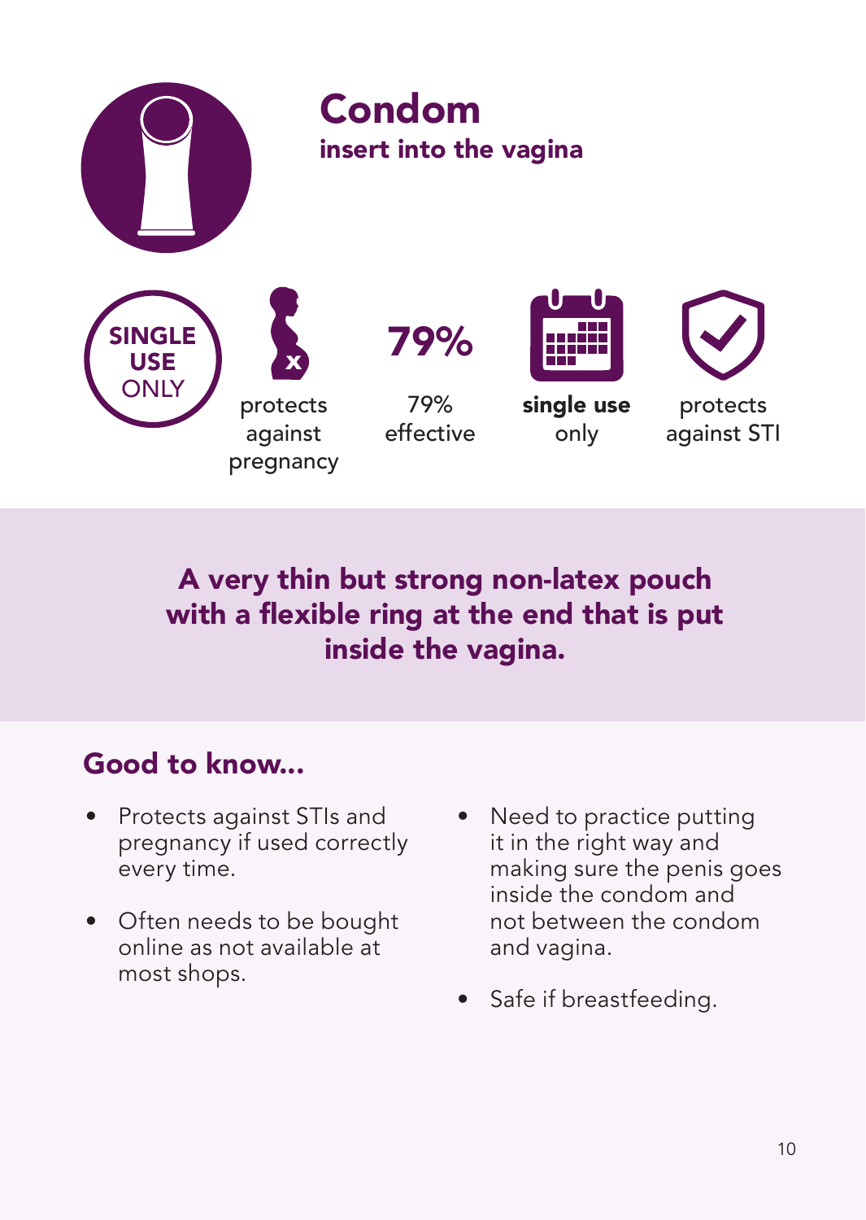# Condom

**insert into the vagina**

SINGLE USE ONLY

protects against pregnancy

79%

79% effective

**single use** only

protects against STI

**A very thin but strong non-latex pouch with a flexible ring at the end that is put inside the vagina.**

## Good to know...

- Protects against STIs and pregnancy if used correctly every time.
- Often needs to be bought online as not available at most shops.
- Need to practice putting it in the right way and making sure the penis goes inside the condom and not between the condom and vagina.
- Safe if breastfeeding.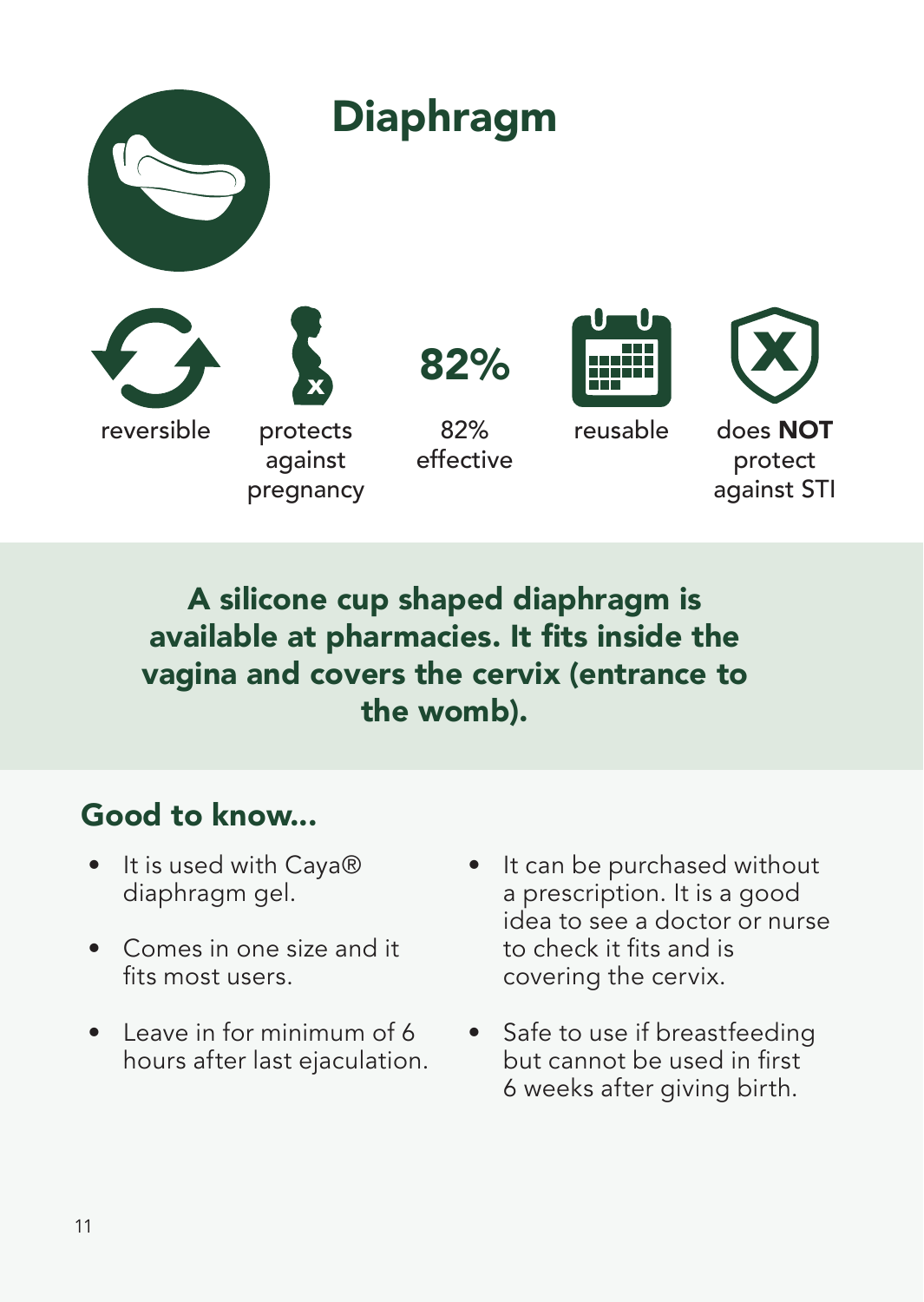# Diaphragm

- reversible
- protects against pregnancy
- 82% effective
- reusable
- does **NOT** protect against STI

**A silicone cup shaped diaphragm is available at pharmacies. It fits inside the vagina and covers the cervix (entrance to the womb).**

## Good to know...

- It is used with Caya® diaphragm gel.
- Comes in one size and it fits most users.
- Leave in for minimum of 6 hours after last ejaculation.
- It can be purchased without a prescription. It is a good idea to see a doctor or nurse to check it fits and is covering the cervix.
- Safe to use if breastfeeding but cannot be used in first 6 weeks after giving birth.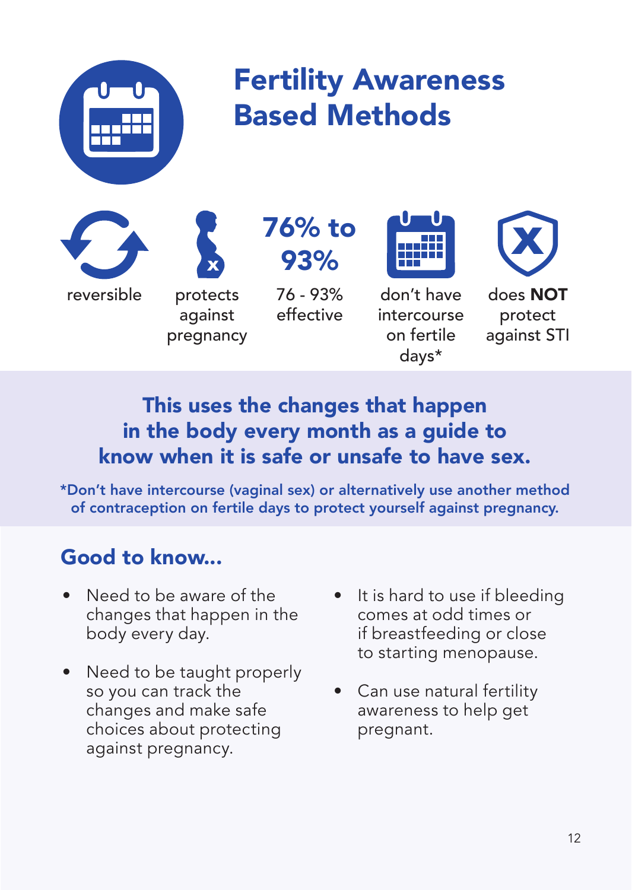# Fertility Awareness Based Methods

**76% to 93%**

- reversible
- protects against pregnancy
- 76 - 93% effective
- don't have intercourse on fertile days*
- does **NOT** protect against STI

**This uses the changes that happen in the body every month as a guide to know when it is safe or unsafe to have sex.**

*Don't have intercourse (vaginal sex) or alternatively use another method of contraception on fertile days to protect yourself against pregnancy.

## Good to know...

- Need to be aware of the changes that happen in the body every day.
- Need to be taught properly so you can track the changes and make safe choices about protecting against pregnancy.
- It is hard to use if bleeding comes at odd times or if breastfeeding or close to starting menopause.
- Can use natural fertility awareness to help get pregnant.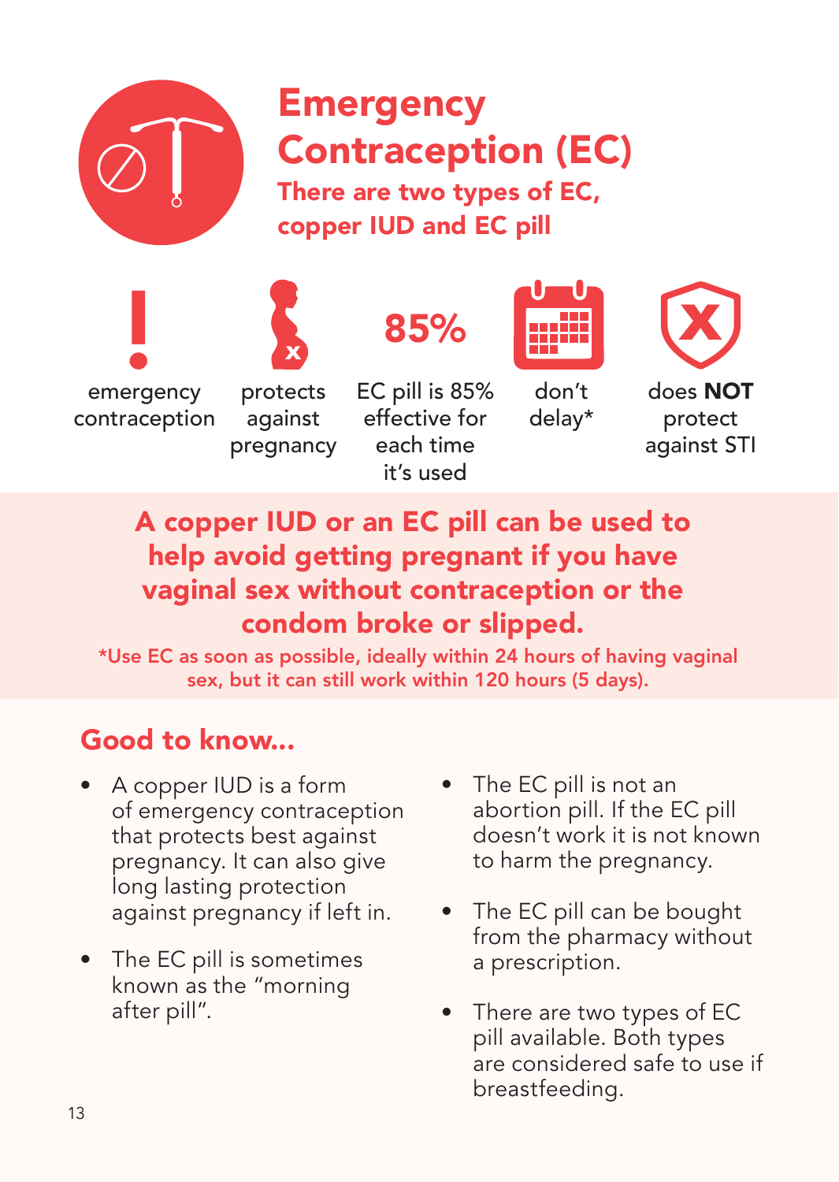# Emergency Contraception (EC)

**There are two types of EC, copper IUD and EC pill**

- emergency contraception
- protects against pregnancy
- 85% — EC pill is 85% effective for each time it's used
- don't delay*
- does **NOT** protect against STI

**A copper IUD or an EC pill can be used to help avoid getting pregnant if you have vaginal sex without contraception or the condom broke or slipped.**

*Use EC as soon as possible, ideally within 24 hours of having vaginal sex, but it can still work within 120 hours (5 days).

## Good to know...

- A copper IUD is a form of emergency contraception that protects best against pregnancy. It can also give long lasting protection against pregnancy if left in.
- The EC pill is sometimes known as the "morning after pill".
- The EC pill is not an abortion pill. If the EC pill doesn't work it is not known to harm the pregnancy.
- The EC pill can be bought from the pharmacy without a prescription.
- There are two types of EC pill available. Both types are considered safe to use if breastfeeding.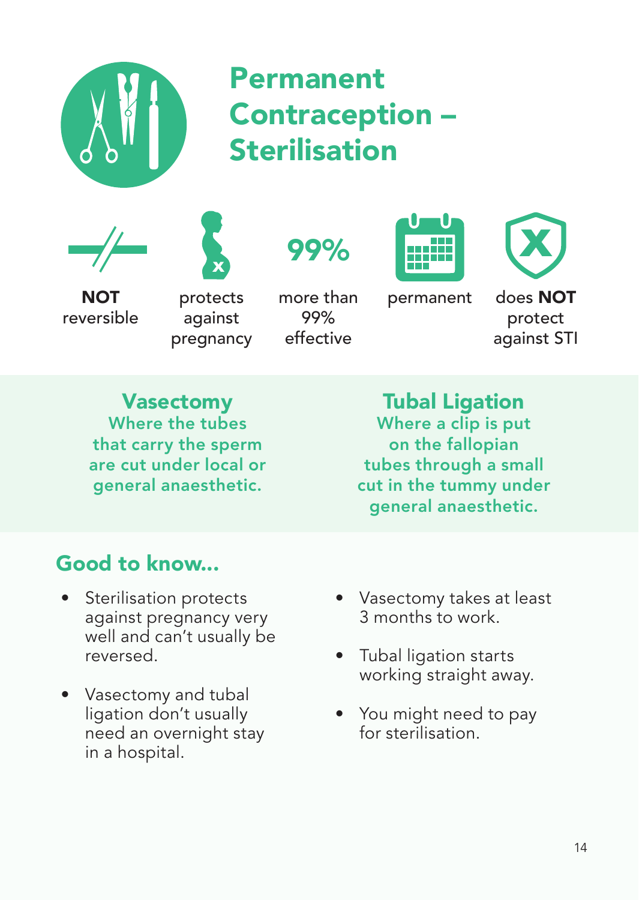# Permanent Contraception – Sterilisation

**NOT** reversible

protects against pregnancy

99%

more than 99% effective

permanent

does **NOT** protect against STI

## Vasectomy

Where the tubes that carry the sperm are cut under local or general anaesthetic.

## Tubal Ligation

Where a clip is put on the fallopian tubes through a small cut in the tummy under general anaesthetic.

## Good to know...

- Sterilisation protects against pregnancy very well and can't usually be reversed.
- Vasectomy and tubal ligation don't usually need an overnight stay in a hospital.
- Vasectomy takes at least 3 months to work.
- Tubal ligation starts working straight away.
- You might need to pay for sterilisation.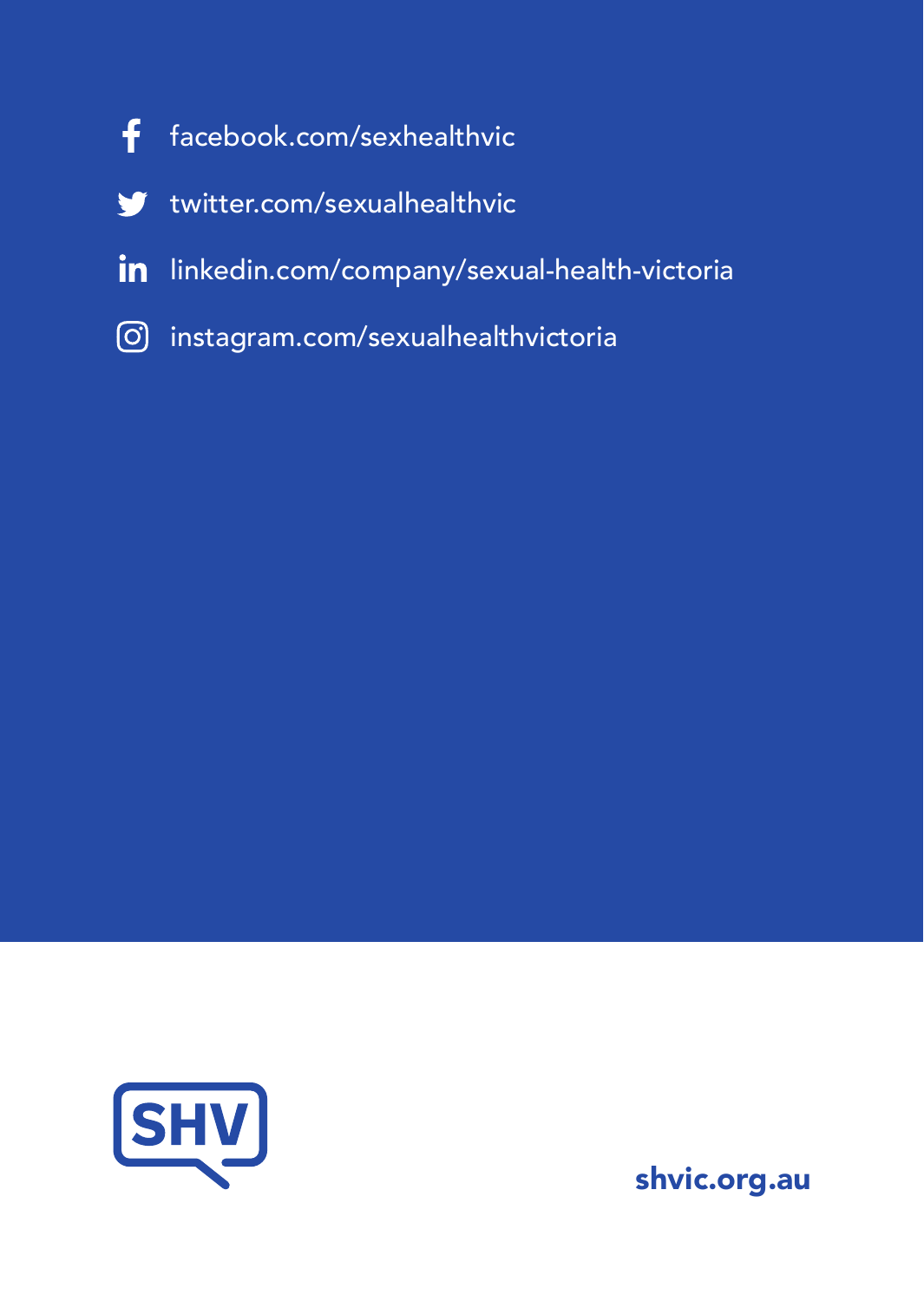facebook.com/sexhealthvic

twitter.com/sexualhealthvic

linkedin.com/company/sexual-health-victoria

instagram.com/sexualhealthvictoria

SHV

**shvic.org.au**